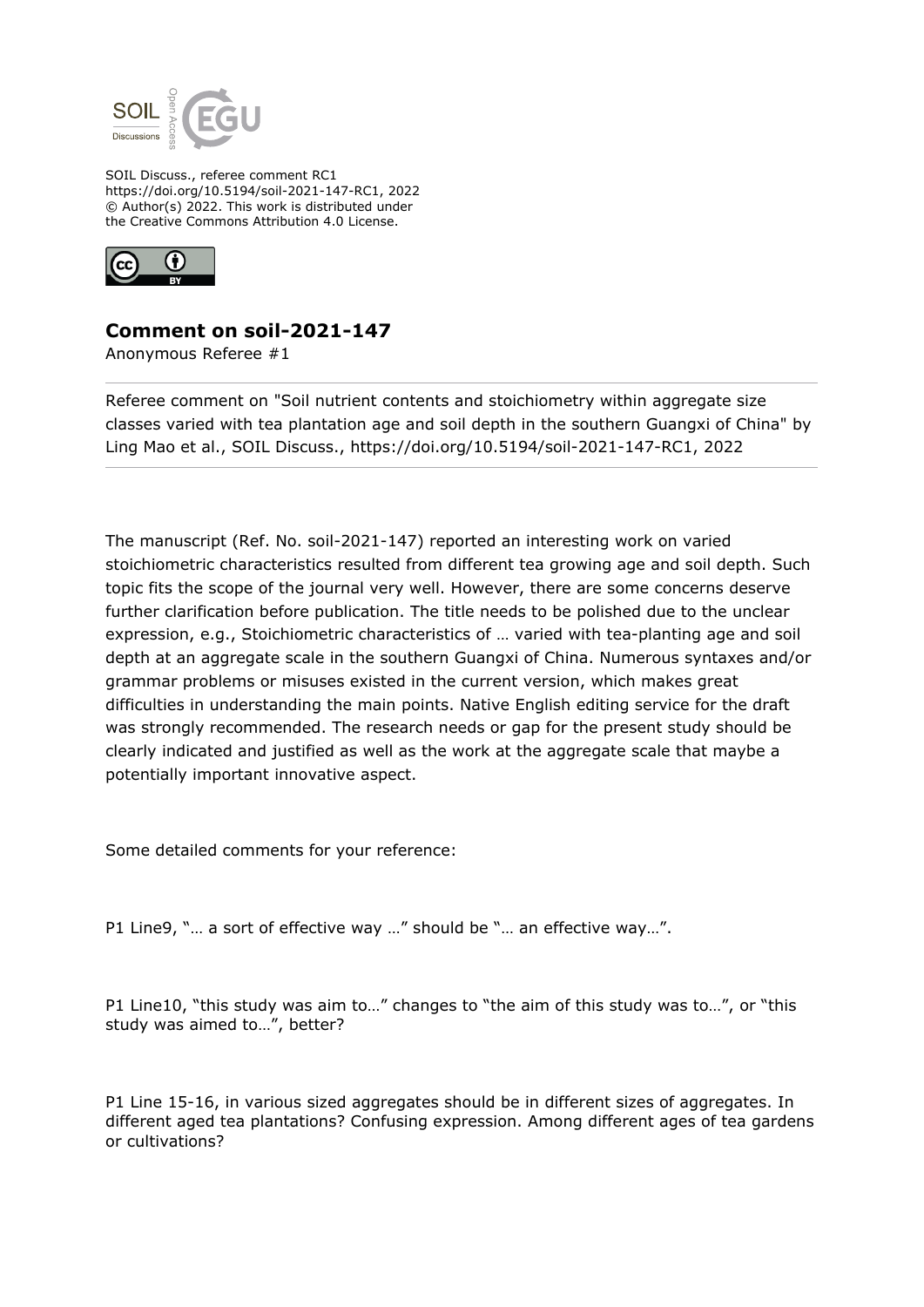SOIL Discuss., referee comment RC1
https://doi.org/10.5194/soil-2021-147-RC1, 2022
© Author(s) 2022. This work is distributed under the Creative Commons Attribution 4.0 License.

## Comment on soil-2021-147

Anonymous Referee #1

Referee comment on "Soil nutrient contents and stoichiometry within aggregate size classes varied with tea plantation age and soil depth in the southern Guangxi of China" by Ling Mao et al., SOIL Discuss., https://doi.org/10.5194/soil-2021-147-RC1, 2022

---

The manuscript (Ref. No. soil-2021-147) reported an interesting work on varied stoichiometric characteristics resulted from different tea growing age and soil depth. Such topic fits the scope of the journal very well. However, there are some concerns deserve further clarification before publication. The title needs to be polished due to the unclear expression, e.g., Stoichiometric characteristics of … varied with tea-planting age and soil depth at an aggregate scale in the southern Guangxi of China. Numerous syntaxes and/or grammar problems or misuses existed in the current version, which makes great difficulties in understanding the main points. Native English editing service for the draft was strongly recommended. The research needs or gap for the present study should be clearly indicated and justified as well as the work at the aggregate scale that maybe a potentially important innovative aspect.

Some detailed comments for your reference:

P1 Line9, "… a sort of effective way …" should be "… an effective way…".

P1 Line10, "this study was aim to…" changes to "the aim of this study was to…", or "this study was aimed to…", better?

P1 Line 15-16, in various sized aggregates should be in different sizes of aggregates. In different aged tea plantations? Confusing expression. Among different ages of tea gardens or cultivations?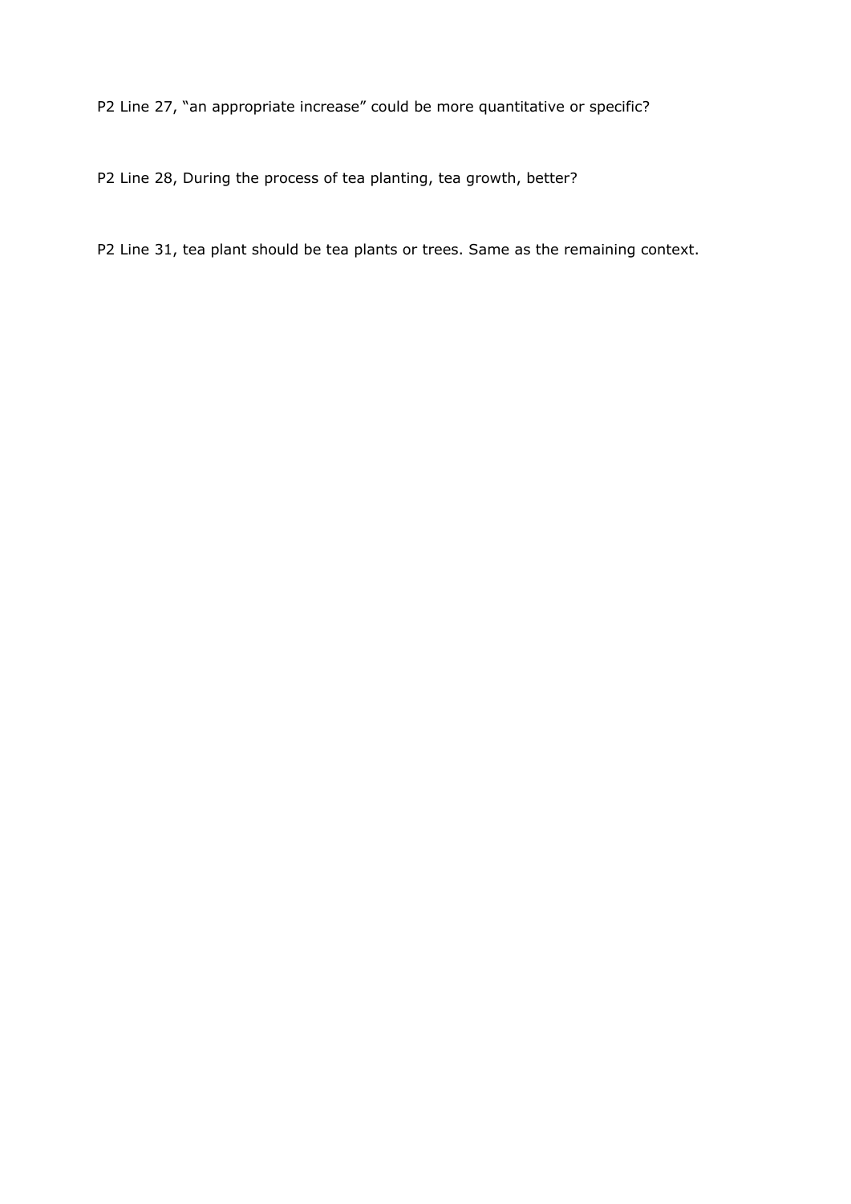P2 Line 27, "an appropriate increase" could be more quantitative or specific?

P2 Line 28, During the process of tea planting, tea growth, better?

P2 Line 31, tea plant should be tea plants or trees. Same as the remaining context.